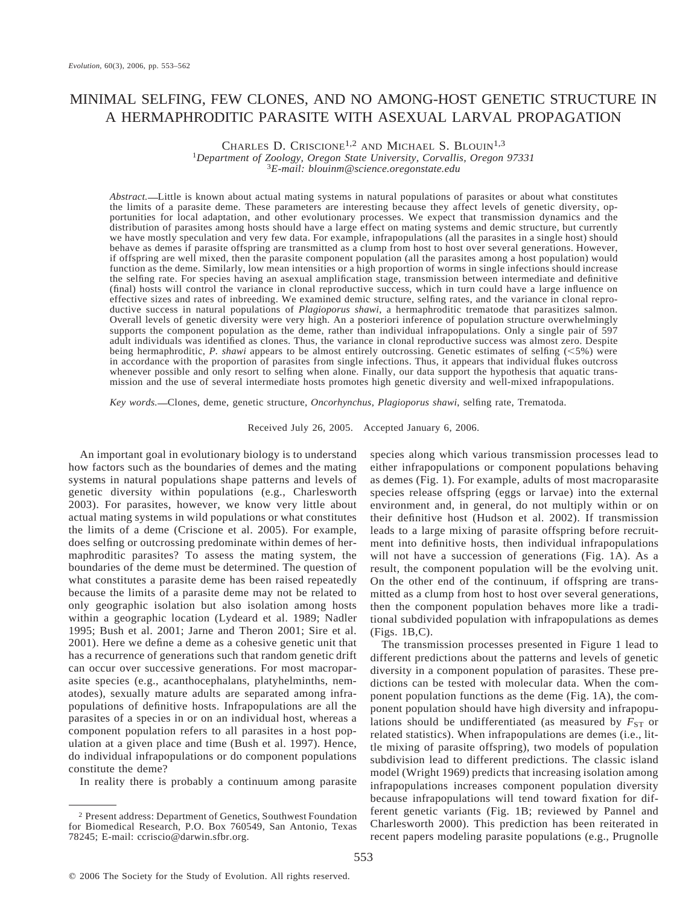# MINIMAL SELFING, FEW CLONES, AND NO AMONG-HOST GENETIC STRUCTURE IN A HERMAPHRODITIC PARASITE WITH ASEXUAL LARVAL PROPAGATION

CHARLES D. CRISCIONE[1,2] AND MICHAEL S. BLOUIN[1,3]

[1]*Department of Zoology, Oregon State University, Corvallis, Oregon 97331*

[3]*E-mail: blouinm@science.oregonstate.edu*

*Abstract.*—Little is known about actual mating systems in natural populations of parasites or about what constitutes the limits of a parasite deme. These parameters are interesting because they affect levels of genetic diversity, opportunities for local adaptation, and other evolutionary processes. We expect that transmission dynamics and the distribution of parasites among hosts should have a large effect on mating systems and demic structure, but currently we have mostly speculation and very few data. For example, infrapopulations (all the parasites in a single host) should behave as demes if parasite offspring are transmitted as a clump from host to host over several generations. However, if offspring are well mixed, then the parasite component population (all the parasites among a host population) would function as the deme. Similarly, low mean intensities or a high proportion of worms in single infections should increase the selfing rate. For species having an asexual amplification stage, transmission between intermediate and definitive (final) hosts will control the variance in clonal reproductive success, which in turn could have a large influence on effective sizes and rates of inbreeding. We examined demic structure, selfing rates, and the variance in clonal reproductive success in natural populations of *Plagioporus shawi*, a hermaphroditic trematode that parasitizes salmon. Overall levels of genetic diversity were very high. An a posteriori inference of population structure overwhelmingly supports the component population as the deme, rather than individual infrapopulations. Only a single pair of 597 adult individuals was identified as clones. Thus, the variance in clonal reproductive success was almost zero. Despite being hermaphroditic, *P. shawi* appears to be almost entirely outcrossing. Genetic estimates of selfing (<5%) were in accordance with the proportion of parasites from single infections. Thus, it appears that individual flukes outcross whenever possible and only resort to selfing when alone. Finally, our data support the hypothesis that aquatic transmission and the use of several intermediate hosts promotes high genetic diversity and well-mixed infrapopulations.

*Key words.*—Clones, deme, genetic structure, *Oncorhynchus*, *Plagioporus shawi*, selfing rate, Trematoda.

Received July 26, 2005. Accepted January 6, 2006.

An important goal in evolutionary biology is to understand how factors such as the boundaries of demes and the mating systems in natural populations shape patterns and levels of genetic diversity within populations (e.g., Charlesworth 2003). For parasites, however, we know very little about actual mating systems in wild populations or what constitutes the limits of a deme (Criscione et al. 2005). For example, does selfing or outcrossing predominate within demes of hermaphroditic parasites? To assess the mating system, the boundaries of the deme must be determined. The question of what constitutes a parasite deme has been raised repeatedly because the limits of a parasite deme may not be related to only geographic isolation but also isolation among hosts within a geographic location (Lydeard et al. 1989; Nadler 1995; Bush et al. 2001; Jarne and Theron 2001; Sire et al. 2001). Here we define a deme as a cohesive genetic unit that has a recurrence of generations such that random genetic drift can occur over successive generations. For most macroparasite species (e.g., acanthocephalans, platyhelminths, nematodes), sexually mature adults are separated among infrapopulations of definitive hosts. Infrapopulations are all the parasites of a species in or on an individual host, whereas a component population refers to all parasites in a host population at a given place and time (Bush et al. 1997). Hence, do individual infrapopulations or do component populations constitute the deme?

In reality there is probably a continuum among parasite species along which various transmission processes lead to either infrapopulations or component populations behaving as demes (Fig. 1). For example, adults of most macroparasite species release offspring (eggs or larvae) into the external environment and, in general, do not multiply within or on their definitive host (Hudson et al. 2002). If transmission leads to a large mixing of parasite offspring before recruitment into definitive hosts, then individual infrapopulations will not have a succession of generations (Fig. 1A). As a result, the component population will be the evolving unit. On the other end of the continuum, if offspring are transmitted as a clump from host to host over several generations, then the component population behaves more like a traditional subdivided population with infrapopulations as demes (Figs. 1B,C).

The transmission processes presented in Figure 1 lead to different predictions about the patterns and levels of genetic diversity in a component population of parasites. These predictions can be tested with molecular data. When the component population functions as the deme (Fig. 1A), the component population should have high diversity and infrapopulations should be undifferentiated (as measured by $F_{ST}$ or related statistics). When infrapopulations are demes (i.e., little mixing of parasite offspring), two models of population subdivision lead to different predictions. The classic island model (Wright 1969) predicts that increasing isolation among infrapopulations increases component population diversity because infrapopulations will tend toward fixation for different genetic variants (Fig. 1B; reviewed by Pannel and Charlesworth 2000). This prediction has been reiterated in recent papers modeling parasite populations (e.g., Prugnolle

[2] Present address: Department of Genetics, Southwest Foundation for Biomedical Research, P.O. Box 760549, San Antonio, Texas 78245; E-mail: ccriscio@darwin.sfbr.org.

© 2006 The Society for the Study of Evolution. All rights reserved.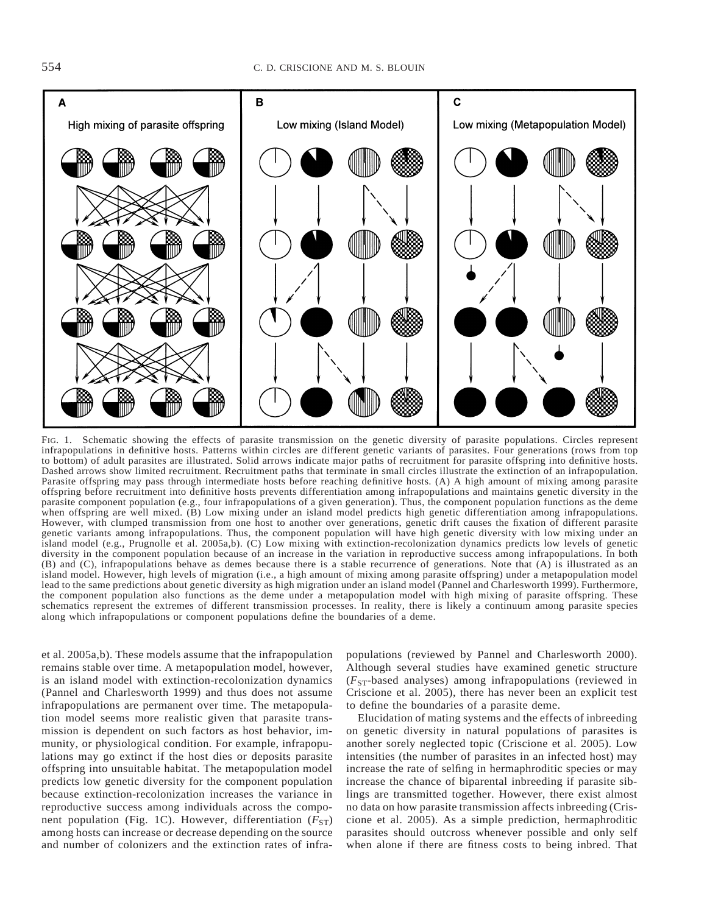Fig. 1. Schematic showing the effects of parasite transmission on the genetic diversity of parasite populations. Circles represent infrapopulations in definitive hosts. Patterns within circles are different genetic variants of parasites. Four generations (rows from top to bottom) of adult parasites are illustrated. Solid arrows indicate major paths of recruitment for parasite offspring into definitive hosts. Dashed arrows show limited recruitment. Recruitment paths that terminate in small circles illustrate the extinction of an infrapopulation. Parasite offspring may pass through intermediate hosts before reaching definitive hosts. (A) A high amount of mixing among parasite offspring before recruitment into definitive hosts prevents differentiation among infrapopulations and maintains genetic diversity in the parasite component population (e.g., four infrapopulations of a given generation). Thus, the component population functions as the deme when offspring are well mixed. (B) Low mixing under an island model predicts high genetic differentiation among infrapopulations. However, with clumped transmission from one host to another over generations, genetic drift causes the fixation of different parasite genetic variants among infrapopulations. Thus, the component population will have high genetic diversity with low mixing under an island model (e.g., Prugnolle et al. 2005a,b). (C) Low mixing with extinction-recolonization dynamics predicts low levels of genetic diversity in the component population because of an increase in the variation in reproductive success among infrapopulations. In both (B) and (C), infrapopulations behave as demes because there is a stable recurrence of generations. Note that (A) is illustrated as an island model. However, high levels of migration (i.e., a high amount of mixing among parasite offspring) under a metapopulation model lead to the same predictions about genetic diversity as high migration under an island model (Pannel and Charlesworth 1999). Furthermore, the component population also functions as the deme under a metapopulation model with high mixing of parasite offspring. These schematics represent the extremes of different transmission processes. In reality, there is likely a continuum among parasite species along which infrapopulations or component populations define the boundaries of a deme.

et al. 2005a,b). These models assume that the infrapopulation remains stable over time. A metapopulation model, however, is an island model with extinction-recolonization dynamics (Pannel and Charlesworth 1999) and thus does not assume infrapopulations are permanent over time. The metapopulation model seems more realistic given that parasite transmission is dependent on such factors as host behavior, immunity, or physiological condition. For example, infrapopulations may go extinct if the host dies or deposits parasite offspring into unsuitable habitat. The metapopulation model predicts low genetic diversity for the component population because extinction-recolonization increases the variance in reproductive success among individuals across the component population (Fig. 1C). However, differentiation ($F_{ST}$) among hosts can increase or decrease depending on the source and number of colonizers and the extinction rates of infrapopulations (reviewed by Pannel and Charlesworth 2000). Although several studies have examined genetic structure ($F_{ST}$-based analyses) among infrapopulations (reviewed in Criscione et al. 2005), there has never been an explicit test to define the boundaries of a parasite deme.

Elucidation of mating systems and the effects of inbreeding on genetic diversity in natural populations of parasites is another sorely neglected topic (Criscione et al. 2005). Low intensities (the number of parasites in an infected host) may increase the rate of selfing in hermaphroditic species or may increase the chance of biparental inbreeding if parasite siblings are transmitted together. However, there exist almost no data on how parasite transmission affects inbreeding (Criscione et al. 2005). As a simple prediction, hermaphroditic parasites should outcross whenever possible and only self when alone if there are fitness costs to being inbred. That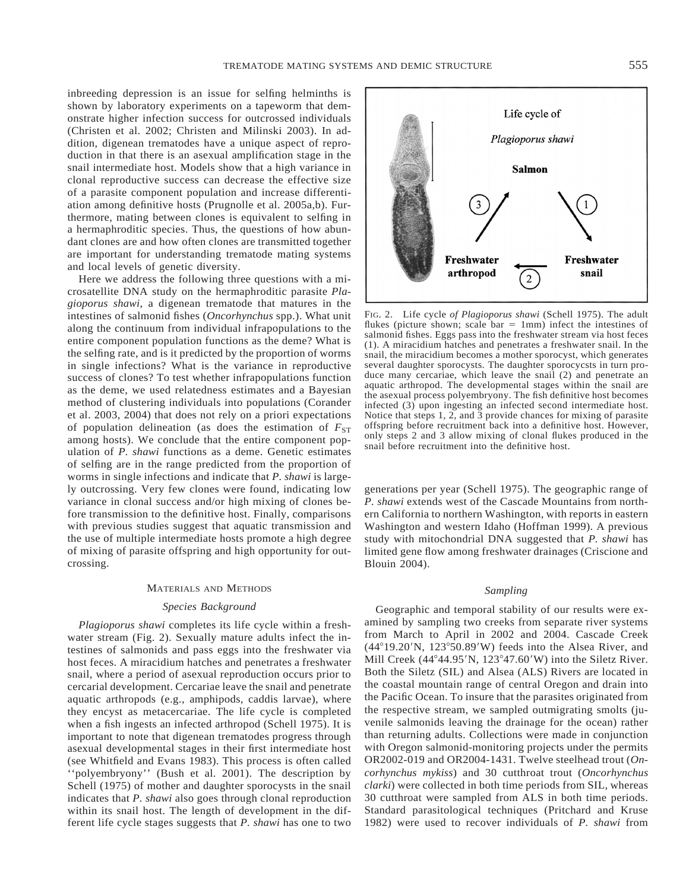inbreeding depression is an issue for selfing helminths is shown by laboratory experiments on a tapeworm that demonstrate higher infection success for outcrossed individuals (Christen et al. 2002; Christen and Milinski 2003). In addition, digenean trematodes have a unique aspect of reproduction in that there is an asexual amplification stage in the snail intermediate host. Models show that a high variance in clonal reproductive success can decrease the effective size of a parasite component population and increase differentiation among definitive hosts (Prugnolle et al. 2005a,b). Furthermore, mating between clones is equivalent to selfing in a hermaphroditic species. Thus, the questions of how abundant clones are and how often clones are transmitted together are important for understanding trematode mating systems and local levels of genetic diversity.

Here we address the following three questions with a microsatellite DNA study on the hermaphroditic parasite *Plagioporus shawi*, a digenean trematode that matures in the intestines of salmonid fishes (*Oncorhynchus* spp.). What unit along the continuum from individual infrapopulations to the entire component population functions as the deme? What is the selfing rate, and is it predicted by the proportion of worms in single infections? What is the variance in reproductive success of clones? To test whether infrapopulations function as the deme, we used relatedness estimates and a Bayesian method of clustering individuals into populations (Corander et al. 2003, 2004) that does not rely on a priori expectations of population delineation (as does the estimation of $F_{ST}$ among hosts). We conclude that the entire component population of *P. shawi* functions as a deme. Genetic estimates of selfing are in the range predicted from the proportion of worms in single infections and indicate that *P. shawi* is largely outcrossing. Very few clones were found, indicating low variance in clonal success and/or high mixing of clones before transmission to the definitive host. Finally, comparisons with previous studies suggest that aquatic transmission and the use of multiple intermediate hosts promote a high degree of mixing of parasite offspring and high opportunity for outcrossing.

Life cycle of *Plagioporus shawi*

Salmon

Freshwater arthropod

Freshwater snail

FIG. 2. Life cycle *of Plagioporus shawi* (Schell 1975). The adult flukes (picture shown; scale bar = 1mm) infect the intestines of salmonid fishes. Eggs pass into the freshwater stream via host feces (1). A miracidium hatches and penetrates a freshwater snail. In the snail, the miracidium becomes a mother sporocyst, which generates several daughter sporocysts. The daughter sporocycsts in turn produce many cercariae, which leave the snail (2) and penetrate an aquatic arthropod. The developmental stages within the snail are the asexual process polyembryony. The fish definitive host becomes infected (3) upon ingesting an infected second intermediate host. Notice that steps 1, 2, and 3 provide chances for mixing of parasite offspring before recruitment back into a definitive host. However, only steps 2 and 3 allow mixing of clonal flukes produced in the snail before recruitment into the definitive host.

## MATERIALS AND METHODS

### *Species Background*

*Plagioporus shawi* completes its life cycle within a freshwater stream (Fig. 2). Sexually mature adults infect the intestines of salmonids and pass eggs into the freshwater via host feces. A miracidium hatches and penetrates a freshwater snail, where a period of asexual reproduction occurs prior to cercarial development. Cercariae leave the snail and penetrate aquatic arthropods (e.g., amphipods, caddis larvae), where they encyst as metacercariae. The life cycle is completed when a fish ingests an infected arthropod (Schell 1975). It is important to note that digenean trematodes progress through asexual developmental stages in their first intermediate host (see Whitfield and Evans 1983). This process is often called ''polyembryony'' (Bush et al. 2001). The description by Schell (1975) of mother and daughter sporocysts in the snail indicates that *P. shawi* also goes through clonal reproduction within its snail host. The length of development in the different life cycle stages suggests that *P. shawi* has one to two generations per year (Schell 1975). The geographic range of *P. shawi* extends west of the Cascade Mountains from northern California to northern Washington, with reports in eastern Washington and western Idaho (Hoffman 1999). A previous study with mitochondrial DNA suggested that *P. shawi* has limited gene flow among freshwater drainages (Criscione and Blouin 2004).

### *Sampling*

Geographic and temporal stability of our results were examined by sampling two creeks from separate river systems from March to April in 2002 and 2004. Cascade Creek (44°19.20′N, 123°50.89′W) feeds into the Alsea River, and Mill Creek (44°44.95′N, 123°47.60′W) into the Siletz River. Both the Siletz (SIL) and Alsea (ALS) Rivers are located in the coastal mountain range of central Oregon and drain into the Pacific Ocean. To insure that the parasites originated from the respective stream, we sampled outmigrating smolts (juvenile salmonids leaving the drainage for the ocean) rather than returning adults. Collections were made in conjunction with Oregon salmonid-monitoring projects under the permits OR2002-019 and OR2004-1431. Twelve steelhead trout (*Oncorhynchus mykiss*) and 30 cutthroat trout (*Oncorhynchus clarki*) were collected in both time periods from SIL, whereas 30 cutthroat were sampled from ALS in both time periods. Standard parasitological techniques (Pritchard and Kruse 1982) were used to recover individuals of *P. shawi* from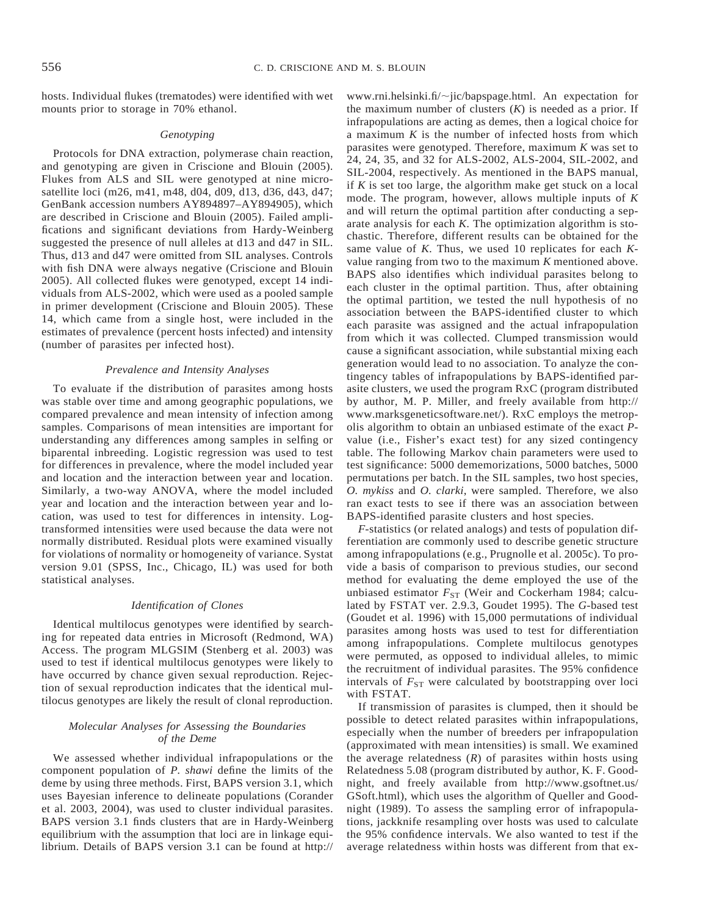hosts. Individual flukes (trematodes) were identified with wet mounts prior to storage in 70% ethanol.

### *Genotyping*

Protocols for DNA extraction, polymerase chain reaction, and genotyping are given in Criscione and Blouin (2005). Flukes from ALS and SIL were genotyped at nine microsatellite loci (m26, m41, m48, d04, d09, d13, d36, d43, d47; GenBank accession numbers AY894897–AY894905), which are described in Criscione and Blouin (2005). Failed amplifications and significant deviations from Hardy-Weinberg suggested the presence of null alleles at d13 and d47 in SIL. Thus, d13 and d47 were omitted from SIL analyses. Controls with fish DNA were always negative (Criscione and Blouin 2005). All collected flukes were genotyped, except 14 individuals from ALS-2002, which were used as a pooled sample in primer development (Criscione and Blouin 2005). These 14, which came from a single host, were included in the estimates of prevalence (percent hosts infected) and intensity (number of parasites per infected host).

### *Prevalence and Intensity Analyses*

To evaluate if the distribution of parasites among hosts was stable over time and among geographic populations, we compared prevalence and mean intensity of infection among samples. Comparisons of mean intensities are important for understanding any differences among samples in selfing or biparental inbreeding. Logistic regression was used to test for differences in prevalence, where the model included year and location and the interaction between year and location. Similarly, a two-way ANOVA, where the model included year and location and the interaction between year and location, was used to test for differences in intensity. Log-transformed intensities were used because the data were not normally distributed. Residual plots were examined visually for violations of normality or homogeneity of variance. Systat version 9.01 (SPSS, Inc., Chicago, IL) was used for both statistical analyses.

### *Identification of Clones*

Identical multilocus genotypes were identified by searching for repeated data entries in Microsoft (Redmond, WA) Access. The program MLGSIM (Stenberg et al. 2003) was used to test if identical multilocus genotypes were likely to have occurred by chance given sexual reproduction. Rejection of sexual reproduction indicates that the identical multilocus genotypes are likely the result of clonal reproduction.

### *Molecular Analyses for Assessing the Boundaries of the Deme*

We assessed whether individual infrapopulations or the component population of *P. shawi* define the limits of the deme by using three methods. First, BAPS version 3.1, which uses Bayesian inference to delineate populations (Corander et al. 2003, 2004), was used to cluster individual parasites. BAPS version 3.1 finds clusters that are in Hardy-Weinberg equilibrium with the assumption that loci are in linkage equilibrium. Details of BAPS version 3.1 can be found at http://www.rni.helsinki.fi/~jic/bapspage.html. An expectation for the maximum number of clusters ($K$) is needed as a prior. If infrapopulations are acting as demes, then a logical choice for a maximum $K$ is the number of infected hosts from which parasites were genotyped. Therefore, maximum $K$ was set to 24, 24, 35, and 32 for ALS-2002, ALS-2004, SIL-2002, and SIL-2004, respectively. As mentioned in the BAPS manual, if $K$ is set too large, the algorithm make get stuck on a local mode. The program, however, allows multiple inputs of $K$ and will return the optimal partition after conducting a separate analysis for each $K$. The optimization algorithm is stochastic. Therefore, different results can be obtained for the same value of $K$. Thus, we used 10 replicates for each $K$-value ranging from two to the maximum $K$ mentioned above. BAPS also identifies which individual parasites belong to each cluster in the optimal partition. Thus, after obtaining the optimal partition, we tested the null hypothesis of no association between the BAPS-identified cluster to which each parasite was assigned and the actual infrapopulation from which it was collected. Clumped transmission would cause a significant association, while substantial mixing each generation would lead to no association. To analyze the contingency tables of infrapopulations by BAPS-identified parasite clusters, we used the program RxC (program distributed by author, M. P. Miller, and freely available from http://www.marksgeneticsoftware.net/). RxC employs the metropolis algorithm to obtain an unbiased estimate of the exact $P$-value (i.e., Fisher's exact test) for any sized contingency table. The following Markov chain parameters were used to test significance: 5000 dememorizations, 5000 batches, 5000 permutations per batch. In the SIL samples, two host species, *O. mykiss* and *O. clarki*, were sampled. Therefore, we also ran exact tests to see if there was an association between BAPS-identified parasite clusters and host species.

$F$-statistics (or related analogs) and tests of population differentiation are commonly used to describe genetic structure among infrapopulations (e.g., Prugnolle et al. 2005c). To provide a basis of comparison to previous studies, our second method for evaluating the deme employed the use of the unbiased estimator $F_{ST}$ (Weir and Cockerham 1984; calculated by FSTAT ver. 2.9.3, Goudet 1995). The $G$-based test (Goudet et al. 1996) with 15,000 permutations of individual parasites among hosts was used to test for differentiation among infrapopulations. Complete multilocus genotypes were permuted, as opposed to individual alleles, to mimic the recruitment of individual parasites. The 95% confidence intervals of $F_{ST}$ were calculated by bootstrapping over loci with FSTAT.

If transmission of parasites is clumped, then it should be possible to detect related parasites within infrapopulations, especially when the number of breeders per infrapopulation (approximated with mean intensities) is small. We examined the average relatedness ($R$) of parasites within hosts using Relatedness 5.08 (program distributed by author, K. F. Goodnight, and freely available from http://www.gsoftnet.us/GSoft.html), which uses the algorithm of Queller and Goodnight (1989). To assess the sampling error of infrapopulations, jackknife resampling over hosts was used to calculate the 95% confidence intervals. We also wanted to test if the average relatedness within hosts was different from that ex-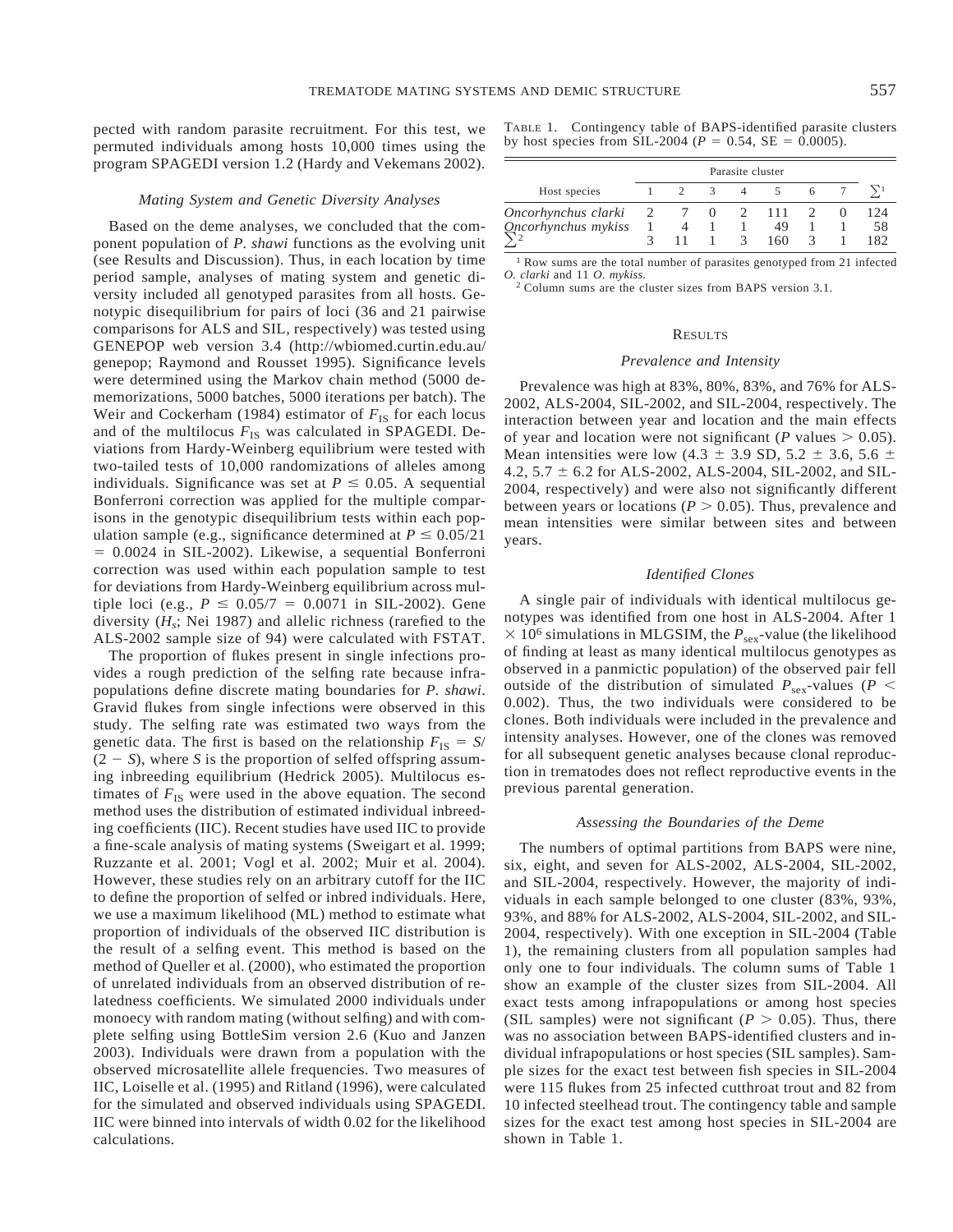pected with random parasite recruitment. For this test, we permuted individuals among hosts 10,000 times using the program SPAGEDI version 1.2 (Hardy and Vekemans 2002).

### *Mating System and Genetic Diversity Analyses*

Based on the deme analyses, we concluded that the component population of *P. shawi* functions as the evolving unit (see Results and Discussion). Thus, in each location by time period sample, analyses of mating system and genetic diversity included all genotyped parasites from all hosts. Genotypic disequilibrium for pairs of loci (36 and 21 pairwise comparisons for ALS and SIL, respectively) was tested using GENEPOP web version 3.4 (http://wbiomed.curtin.edu.au/genepop; Raymond and Rousset 1995). Significance levels were determined using the Markov chain method (5000 dememorizations, 5000 batches, 5000 iterations per batch). The Weir and Cockerham (1984) estimator of $F_{IS}$ for each locus and of the multilocus $F_{IS}$ was calculated in SPAGEDI. Deviations from Hardy-Weinberg equilibrium were tested with two-tailed tests of 10,000 randomizations of alleles among individuals. Significance was set at $P \leq 0.05$. A sequential Bonferroni correction was applied for the multiple comparisons in the genotypic disequilibrium tests within each population sample (e.g., significance determined at $P \leq 0.05/21 = 0.0024$ in SIL-2002). Likewise, a sequential Bonferroni correction was used within each population sample to test for deviations from Hardy-Weinberg equilibrium across multiple loci (e.g., $P \leq 0.05/7 = 0.0071$ in SIL-2002). Gene diversity ($H_s$; Nei 1987) and allelic richness (rarefied to the ALS-2002 sample size of 94) were calculated with FSTAT.

The proportion of flukes present in single infections provides a rough prediction of the selfing rate because infrapopulations define discrete mating boundaries for *P. shawi*. Gravid flukes from single infections were observed in this study. The selfing rate was estimated two ways from the genetic data. The first is based on the relationship $F_{IS} = S/(2 - S)$, where $S$ is the proportion of selfed offspring assuming inbreeding equilibrium (Hedrick 2005). Multilocus estimates of $F_{IS}$ were used in the above equation. The second method uses the distribution of estimated individual inbreeding coefficients (IIC). Recent studies have used IIC to provide a fine-scale analysis of mating systems (Sweigart et al. 1999; Ruzzante et al. 2001; Vogl et al. 2002; Muir et al. 2004). However, these studies rely on an arbitrary cutoff for the IIC to define the proportion of selfed or inbred individuals. Here, we use a maximum likelihood (ML) method to estimate what proportion of individuals of the observed IIC distribution is the result of a selfing event. This method is based on the method of Queller et al. (2000), who estimated the proportion of unrelated individuals from an observed distribution of relatedness coefficients. We simulated 2000 individuals under monoecy with random mating (without selfing) and with complete selfing using BottleSim version 2.6 (Kuo and Janzen 2003). Individuals were drawn from a population with the observed microsatellite allele frequencies. Two measures of IIC, Loiselle et al. (1995) and Ritland (1996), were calculated for the simulated and observed individuals using SPAGEDI. IIC were binned into intervals of width 0.02 for the likelihood calculations.

TABLE 1. Contingency table of BAPS-identified parasite clusters by host species from SIL-2004 ($P = 0.54$, SE $= 0.0005$).

| Host species | Parasite cluster | | | | | | | |
|---|---|---|---|---|---|---|---|---|
| | 1 | 2 | 3 | 4 | 5 | 6 | 7 | $\sum$[1] |
| *Oncorhynchus clarki* | 2 | 7 | 0 | 2 | 111 | 2 | 0 | 124 |
| *Oncorhynchus mykiss* | 1 | 4 | 1 | 1 | 49 | 1 | 1 | 58 |
| $\sum$[2] | 3 | 11 | 1 | 3 | 160 | 3 | 1 | 182 |

[1] Row sums are the total number of parasites genotyped from 21 infected *O. clarki* and 11 *O. mykiss.*
[2] Column sums are the cluster sizes from BAPS version 3.1.

## RESULTS

### *Prevalence and Intensity*

Prevalence was high at 83%, 80%, 83%, and 76% for ALS-2002, ALS-2004, SIL-2002, and SIL-2004, respectively. The interaction between year and location and the main effects of year and location were not significant ($P$ values $> 0.05$). Mean intensities were low ($4.3 \pm 3.9$ SD, $5.2 \pm 3.6$, $5.6 \pm 4.2$, $5.7 \pm 6.2$ for ALS-2002, ALS-2004, SIL-2002, and SIL-2004, respectively) and were also not significantly different between years or locations ($P > 0.05$). Thus, prevalence and mean intensities were similar between sites and between years.

### *Identified Clones*

A single pair of individuals with identical multilocus genotypes was identified from one host in ALS-2004. After $1 \times 10^6$ simulations in MLGSIM, the $P_{sex}$-value (the likelihood of finding at least as many identical multilocus genotypes as observed in a panmictic population) of the observed pair fell outside of the distribution of simulated $P_{sex}$-values ($P < 0.002$). Thus, the two individuals were considered to be clones. Both individuals were included in the prevalence and intensity analyses. However, one of the clones was removed for all subsequent genetic analyses because clonal reproduction in trematodes does not reflect reproductive events in the previous parental generation.

### *Assessing the Boundaries of the Deme*

The numbers of optimal partitions from BAPS were nine, six, eight, and seven for ALS-2002, ALS-2004, SIL-2002, and SIL-2004, respectively. However, the majority of individuals in each sample belonged to one cluster (83%, 93%, 93%, and 88% for ALS-2002, ALS-2004, SIL-2002, and SIL-2004, respectively). With one exception in SIL-2004 (Table 1), the remaining clusters from all population samples had only one to four individuals. The column sums of Table 1 show an example of the cluster sizes from SIL-2004. All exact tests among infrapopulations or among host species (SIL samples) were not significant ($P > 0.05$). Thus, there was no association between BAPS-identified clusters and individual infrapopulations or host species (SIL samples). Sample sizes for the exact test between fish species in SIL-2004 were 115 flukes from 25 infected cutthroat trout and 82 from 10 infected steelhead trout. The contingency table and sample sizes for the exact test among host species in SIL-2004 are shown in Table 1.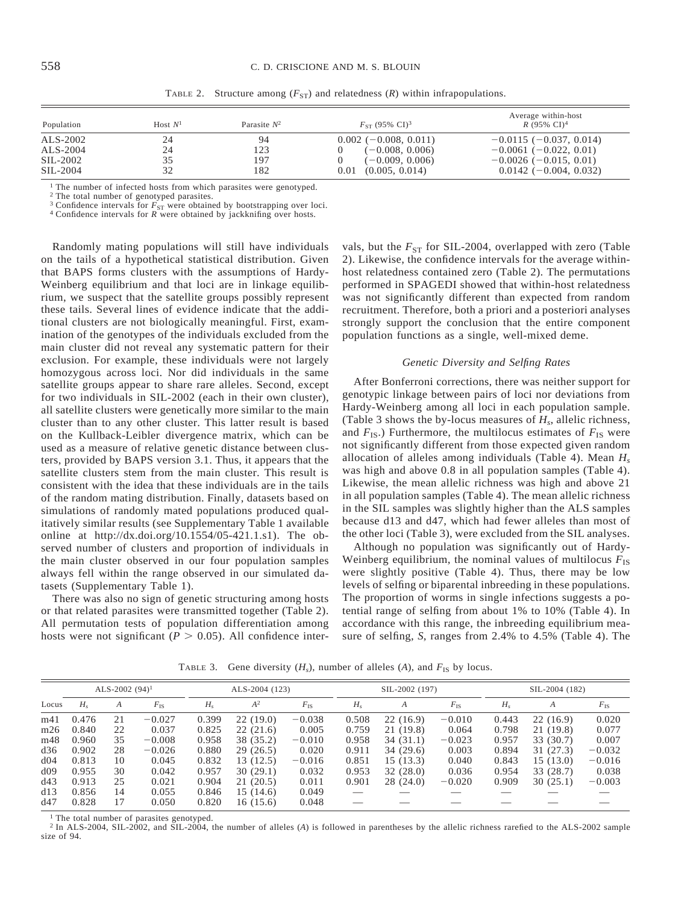TABLE 2. Structure among ($F_{ST}$) and relatedness ($R$) within infrapopulations.

| Population | Host $N$[1] | Parasite $N$[2] | $F_{ST}$ (95% CI)[3] | Average within-host $R$ (95% CI)[4] |
|---|---|---|---|---|
| ALS-2002 | 24 | 94 | 0.002 (−0.008, 0.011) | −0.0115 (−0.037, 0.014) |
| ALS-2004 | 24 | 123 | 0 (−0.008, 0.006) | −0.0061 (−0.022, 0.01) |
| SIL-2002 | 35 | 197 | 0 (−0.009, 0.006) | −0.0026 (−0.015, 0.01) |
| SIL-2004 | 32 | 182 | 0.01 (0.005, 0.014) | 0.0142 (−0.004, 0.032) |

[1] The number of infected hosts from which parasites were genotyped.
[2] The total number of genotyped parasites.
[3] Confidence intervals for $F_{ST}$ were obtained by bootstrapping over loci.
[4] Confidence intervals for $R$ were obtained by jackknifing over hosts.

Randomly mating populations will still have individuals on the tails of a hypothetical statistical distribution. Given that BAPS forms clusters with the assumptions of Hardy-Weinberg equilibrium and that loci are in linkage equilibrium, we suspect that the satellite groups possibly represent these tails. Several lines of evidence indicate that the additional clusters are not biologically meaningful. First, examination of the genotypes of the individuals excluded from the main cluster did not reveal any systematic pattern for their exclusion. For example, these individuals were not largely homozygous across loci. Nor did individuals in the same satellite groups appear to share rare alleles. Second, except for two individuals in SIL-2002 (each in their own cluster), all satellite clusters were genetically more similar to the main cluster than to any other cluster. This latter result is based on the Kullback-Leibler divergence matrix, which can be used as a measure of relative genetic distance between clusters, provided by BAPS version 3.1. Thus, it appears that the satellite clusters stem from the main cluster. This result is consistent with the idea that these individuals are in the tails of the random mating distribution. Finally, datasets based on simulations of randomly mated populations produced qualitatively similar results (see Supplementary Table 1 available online at http://dx.doi.org/10.1554/05-421.1.s1). The observed number of clusters and proportion of individuals in the main cluster observed in our four population samples always fell within the range observed in our simulated datasets (Supplementary Table 1).

There was also no sign of genetic structuring among hosts or that related parasites were transmitted together (Table 2). All permutation tests of population differentiation among hosts were not significant ($P > 0.05$). All confidence intervals, but the $F_{ST}$ for SIL-2004, overlapped with zero (Table 2). Likewise, the confidence intervals for the average within-host relatedness contained zero (Table 2). The permutations performed in SPAGEDI showed that within-host relatedness was not significantly different than expected from random recruitment. Therefore, both a priori and a posteriori analyses strongly support the conclusion that the entire component population functions as a single, well-mixed deme.

### *Genetic Diversity and Selfing Rates*

After Bonferroni corrections, there was neither support for genotypic linkage between pairs of loci nor deviations from Hardy-Weinberg among all loci in each population sample. (Table 3 shows the by-locus measures of $H_s$, allelic richness, and $F_{IS}$.) Furthermore, the multilocus estimates of $F_{IS}$ were not significantly different from those expected given random allocation of alleles among individuals (Table 4). Mean $H_s$ was high and above 0.8 in all population samples (Table 4). Likewise, the mean allelic richness was high and above 21 in all population samples (Table 4). The mean allelic richness in the SIL samples was slightly higher than the ALS samples because d13 and d47, which had fewer alleles than most of the other loci (Table 3), were excluded from the SIL analyses.

Although no population was significantly out of Hardy-Weinberg equilibrium, the nominal values of multilocus $F_{IS}$ were slightly positive (Table 4). Thus, there may be low levels of selfing or biparental inbreeding in these populations. The proportion of worms in single infections suggests a potential range of selfing from about 1% to 10% (Table 4). In accordance with this range, the inbreeding equilibrium measure of selfing, $S$, ranges from 2.4% to 4.5% (Table 4). The

TABLE 3. Gene diversity ($H_s$), number of alleles ($A$), and $F_{IS}$ by locus.

| | ALS-2002 (94)[1] | | | ALS-2004 (123) | | | SIL-2002 (197) | | | SIL-2004 (182) | | |
|---|---|---|---|---|---|---|---|---|---|---|---|---|
| Locus | $H_s$ | $A$ | $F_{IS}$ | $H_s$ | $A$[2] | $F_{IS}$ | $H_s$ | $A$ | $F_{IS}$ | $H_s$ | $A$ | $F_{IS}$ |
| m41 | 0.476 | 21 | −0.027 | 0.399 | 22 (19.0) | −0.038 | 0.508 | 22 (16.9) | −0.010 | 0.443 | 22 (16.9) | 0.020 |
| m26 | 0.840 | 22 | 0.037 | 0.825 | 22 (21.6) | 0.005 | 0.759 | 21 (19.8) | 0.064 | 0.798 | 21 (19.8) | 0.077 |
| m48 | 0.960 | 35 | −0.008 | 0.958 | 38 (35.2) | −0.010 | 0.958 | 34 (31.1) | −0.023 | 0.957 | 33 (30.7) | 0.007 |
| d36 | 0.902 | 28 | −0.026 | 0.880 | 29 (26.5) | 0.020 | 0.911 | 34 (29.6) | 0.003 | 0.894 | 31 (27.3) | −0.032 |
| d04 | 0.813 | 10 | 0.045 | 0.832 | 13 (12.5) | −0.016 | 0.851 | 15 (13.3) | 0.040 | 0.843 | 15 (13.0) | −0.016 |
| d09 | 0.955 | 30 | 0.042 | 0.957 | 30 (29.1) | 0.032 | 0.953 | 32 (28.0) | 0.036 | 0.954 | 33 (28.7) | 0.038 |
| d43 | 0.913 | 25 | 0.021 | 0.904 | 21 (20.5) | 0.011 | 0.901 | 28 (24.0) | −0.020 | 0.909 | 30 (25.1) | −0.003 |
| d13 | 0.856 | 14 | 0.055 | 0.846 | 15 (14.6) | 0.049 | — | — | — | — | — | — |
| d47 | 0.828 | 17 | 0.050 | 0.820 | 16 (15.6) | 0.048 | — | — | — | — | — | — |

[1] The total number of parasites genotyped.
[2] In ALS-2004, SIL-2002, and SIL-2004, the number of alleles ($A$) is followed in parentheses by the allelic richness rarefied to the ALS-2002 sample size of 94.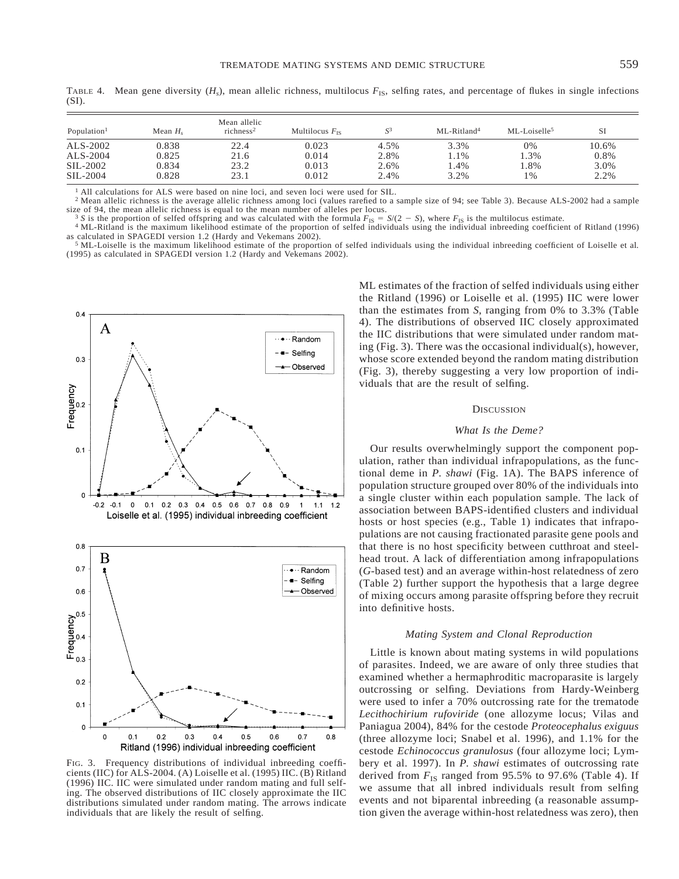TABLE 4. Mean gene diversity ($H_s$), mean allelic richness, multilocus $F_{IS}$, selfing rates, and percentage of flukes in single infections (SI).

| Population[1] | Mean $H_s$ | Mean allelic richness[2] | Multilocus $F_{IS}$ | $S$[3] | ML-Ritland[4] | ML-Loiselle[5] | SI |
|---|---|---|---|---|---|---|---|
| ALS-2002 | 0.838 | 22.4 | 0.023 | 4.5% | 3.3% | 0% | 10.6% |
| ALS-2004 | 0.825 | 21.6 | 0.014 | 2.8% | 1.1% | 1.3% | 0.8% |
| SIL-2002 | 0.834 | 23.2 | 0.013 | 2.6% | 1.4% | 1.8% | 3.0% |
| SIL-2004 | 0.828 | 23.1 | 0.012 | 2.4% | 3.2% | 1% | 2.2% |

[1] All calculations for ALS were based on nine loci, and seven loci were used for SIL.

[2] Mean allelic richness is the average allelic richness among loci (values rarefied to a sample size of 94; see Table 3). Because ALS-2002 had a sample size of 94, the mean allelic richness is equal to the mean number of alleles per locus.

[3] $S$ is the proportion of selfed offspring and was calculated with the formula $F_{IS} = S/(2 - S)$, where $F_{IS}$ is the multilocus estimate.

[4] ML-Ritland is the maximum likelihood estimate of the proportion of selfed individuals using the individual inbreeding coefficient of Ritland (1996) as calculated in SPAGEDI version 1.2 (Hardy and Vekemans 2002).

[5] ML-Loiselle is the maximum likelihood estimate of the proportion of selfed individuals using the individual inbreeding coefficient of Loiselle et al. (1995) as calculated in SPAGEDI version 1.2 (Hardy and Vekemans 2002).

FIG. 3. Frequency distributions of individual inbreeding coefficients (IIC) for ALS-2004. (A) Loiselle et al. (1995) IIC. (B) Ritland (1996) IIC. IIC were simulated under random mating and full selfing. The observed distributions of IIC closely approximate the IIC distributions simulated under random mating. The arrows indicate individuals that are likely the result of selfing.

ML estimates of the fraction of selfed individuals using either the Ritland (1996) or Loiselle et al. (1995) IIC were lower than the estimates from $S$, ranging from 0% to 3.3% (Table 4). The distributions of observed IIC closely approximated the IIC distributions that were simulated under random mating (Fig. 3). There was the occasional individual(s), however, whose score extended beyond the random mating distribution (Fig. 3), thereby suggesting a very low proportion of individuals that are the result of selfing.

## DISCUSSION

### *What Is the Deme?*

Our results overwhelmingly support the component population, rather than individual infrapopulations, as the functional deme in *P. shawi* (Fig. 1A). The BAPS inference of population structure grouped over 80% of the individuals into a single cluster within each population sample. The lack of association between BAPS-identified clusters and individual hosts or host species (e.g., Table 1) indicates that infrapopulations are not causing fractionated parasite gene pools and that there is no host specificity between cutthroat and steelhead trout. A lack of differentiation among infrapopulations ($G$-based test) and an average within-host relatedness of zero (Table 2) further support the hypothesis that a large degree of mixing occurs among parasite offspring before they recruit into definitive hosts.

### *Mating System and Clonal Reproduction*

Little is known about mating systems in wild populations of parasites. Indeed, we are aware of only three studies that examined whether a hermaphroditic macroparasite is largely outcrossing or selfing. Deviations from Hardy-Weinberg were used to infer a 70% outcrossing rate for the trematode *Lecithochirium rufoviride* (one allozyme locus; Vilas and Paniagua 2004), 84% for the cestode *Proteocephalus exiguus* (three allozyme loci; Snabel et al. 1996), and 1.1% for the cestode *Echinococcus granulosus* (four allozyme loci; Lymbery et al. 1997). In *P. shawi* estimates of outcrossing rate derived from $F_{IS}$ ranged from 95.5% to 97.6% (Table 4). If we assume that all inbred individuals result from selfing events and not biparental inbreeding (a reasonable assumption given the average within-host relatedness was zero), then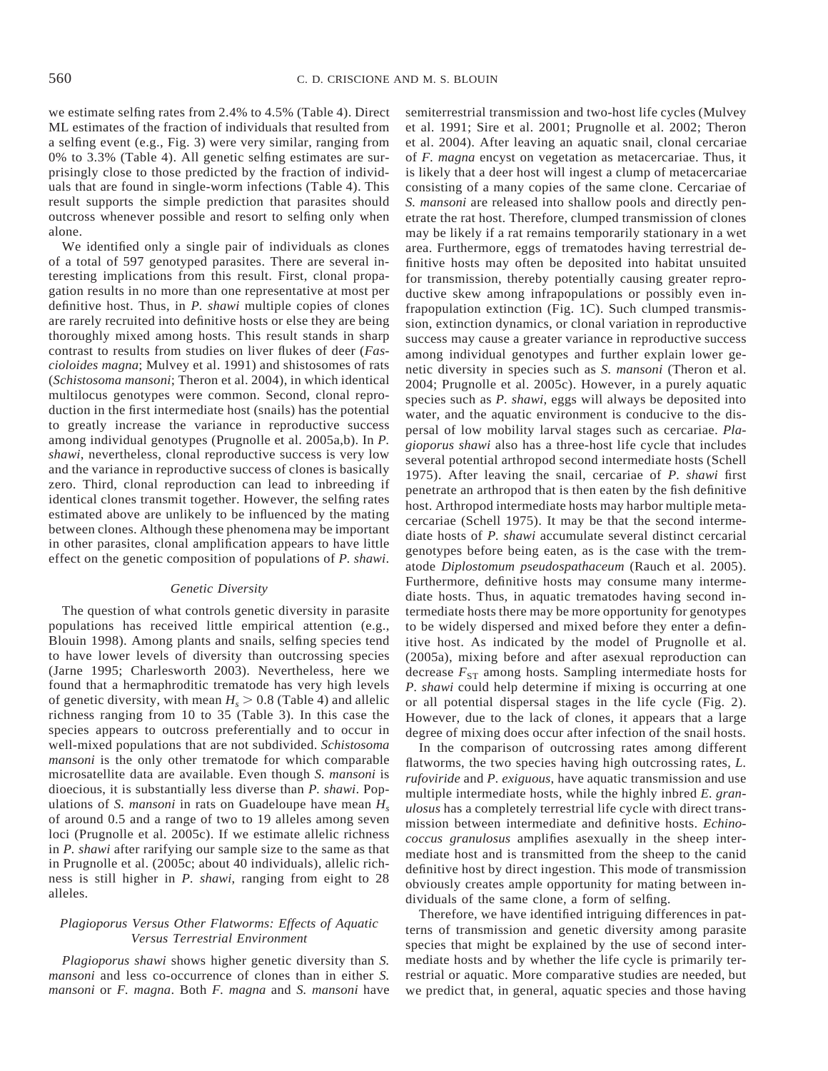we estimate selfing rates from 2.4% to 4.5% (Table 4). Direct ML estimates of the fraction of individuals that resulted from a selfing event (e.g., Fig. 3) were very similar, ranging from 0% to 3.3% (Table 4). All genetic selfing estimates are surprisingly close to those predicted by the fraction of individuals that are found in single-worm infections (Table 4). This result supports the simple prediction that parasites should outcross whenever possible and resort to selfing only when alone.

We identified only a single pair of individuals as clones of a total of 597 genotyped parasites. There are several interesting implications from this result. First, clonal propagation results in no more than one representative at most per definitive host. Thus, in *P. shawi* multiple copies of clones are rarely recruited into definitive hosts or else they are being thoroughly mixed among hosts. This result stands in sharp contrast to results from studies on liver flukes of deer (*Fascioloides magna*; Mulvey et al. 1991) and shistosomes of rats (*Schistosoma mansoni*; Theron et al. 2004), in which identical multilocus genotypes were common. Second, clonal reproduction in the first intermediate host (snails) has the potential to greatly increase the variance in reproductive success among individual genotypes (Prugnolle et al. 2005a,b). In *P. shawi*, nevertheless, clonal reproductive success is very low and the variance in reproductive success of clones is basically zero. Third, clonal reproduction can lead to inbreeding if identical clones transmit together. However, the selfing rates estimated above are unlikely to be influenced by the mating between clones. Although these phenomena may be important in other parasites, clonal amplification appears to have little effect on the genetic composition of populations of *P. shawi*.

### *Genetic Diversity*

The question of what controls genetic diversity in parasite populations has received little empirical attention (e.g., Blouin 1998). Among plants and snails, selfing species tend to have lower levels of diversity than outcrossing species (Jarne 1995; Charlesworth 2003). Nevertheless, here we found that a hermaphroditic trematode has very high levels of genetic diversity, with mean $H_s > 0.8$ (Table 4) and allelic richness ranging from 10 to 35 (Table 3). In this case the species appears to outcross preferentially and to occur in well-mixed populations that are not subdivided. *Schistosoma mansoni* is the only other trematode for which comparable microsatellite data are available. Even though *S. mansoni* is dioecious, it is substantially less diverse than *P. shawi*. Populations of *S. mansoni* in rats on Guadeloupe have mean $H_s$ of around 0.5 and a range of two to 19 alleles among seven loci (Prugnolle et al. 2005c). If we estimate allelic richness in *P. shawi* after rarifying our sample size to the same as that in Prugnolle et al. (2005c; about 40 individuals), allelic richness is still higher in *P. shawi*, ranging from eight to 28 alleles.

### *Plagioporus Versus Other Flatworms: Effects of Aquatic Versus Terrestrial Environment*

*Plagioporus shawi* shows higher genetic diversity than *S. mansoni* and less co-occurrence of clones than in either *S. mansoni* or *F. magna*. Both *F. magna* and *S. mansoni* have semiterrestrial transmission and two-host life cycles (Mulvey et al. 1991; Sire et al. 2001; Prugnolle et al. 2002; Theron et al. 2004). After leaving an aquatic snail, clonal cercariae of *F. magna* encyst on vegetation as metacercariae. Thus, it is likely that a deer host will ingest a clump of metacercariae consisting of a many copies of the same clone. Cercariae of *S. mansoni* are released into shallow pools and directly penetrate the rat host. Therefore, clumped transmission of clones may be likely if a rat remains temporarily stationary in a wet area. Furthermore, eggs of trematodes having terrestrial definitive hosts may often be deposited into habitat unsuited for transmission, thereby potentially causing greater reproductive skew among infrapopulations or possibly even infrapopulation extinction (Fig. 1C). Such clumped transmission, extinction dynamics, or clonal variation in reproductive success may cause a greater variance in reproductive success among individual genotypes and further explain lower genetic diversity in species such as *S. mansoni* (Theron et al. 2004; Prugnolle et al. 2005c). However, in a purely aquatic species such as *P. shawi*, eggs will always be deposited into water, and the aquatic environment is conducive to the dispersal of low mobility larval stages such as cercariae. *Plagioporus shawi* also has a three-host life cycle that includes several potential arthropod second intermediate hosts (Schell 1975). After leaving the snail, cercariae of *P. shawi* first penetrate an arthropod that is then eaten by the fish definitive host. Arthropod intermediate hosts may harbor multiple metacercariae (Schell 1975). It may be that the second intermediate hosts of *P. shawi* accumulate several distinct cercarial genotypes before being eaten, as is the case with the trematode *Diplostomum pseudospathaceum* (Rauch et al. 2005). Furthermore, definitive hosts may consume many intermediate hosts. Thus, in aquatic trematodes having second intermediate hosts there may be more opportunity for genotypes to be widely dispersed and mixed before they enter a definitive host. As indicated by the model of Prugnolle et al. (2005a), mixing before and after asexual reproduction can decrease $F_{ST}$ among hosts. Sampling intermediate hosts for *P. shawi* could help determine if mixing is occurring at one or all potential dispersal stages in the life cycle (Fig. 2). However, due to the lack of clones, it appears that a large degree of mixing does occur after infection of the snail hosts.

In the comparison of outcrossing rates among different flatworms, the two species having high outcrossing rates, *L. rufoviride* and *P. exiguous*, have aquatic transmission and use multiple intermediate hosts, while the highly inbred *E. granulosus* has a completely terrestrial life cycle with direct transmission between intermediate and definitive hosts. *Echinococcus granulosus* amplifies asexually in the sheep intermediate host and is transmitted from the sheep to the canid definitive host by direct ingestion. This mode of transmission obviously creates ample opportunity for mating between individuals of the same clone, a form of selfing.

Therefore, we have identified intriguing differences in patterns of transmission and genetic diversity among parasite species that might be explained by the use of second intermediate hosts and by whether the life cycle is primarily terrestrial or aquatic. More comparative studies are needed, but we predict that, in general, aquatic species and those having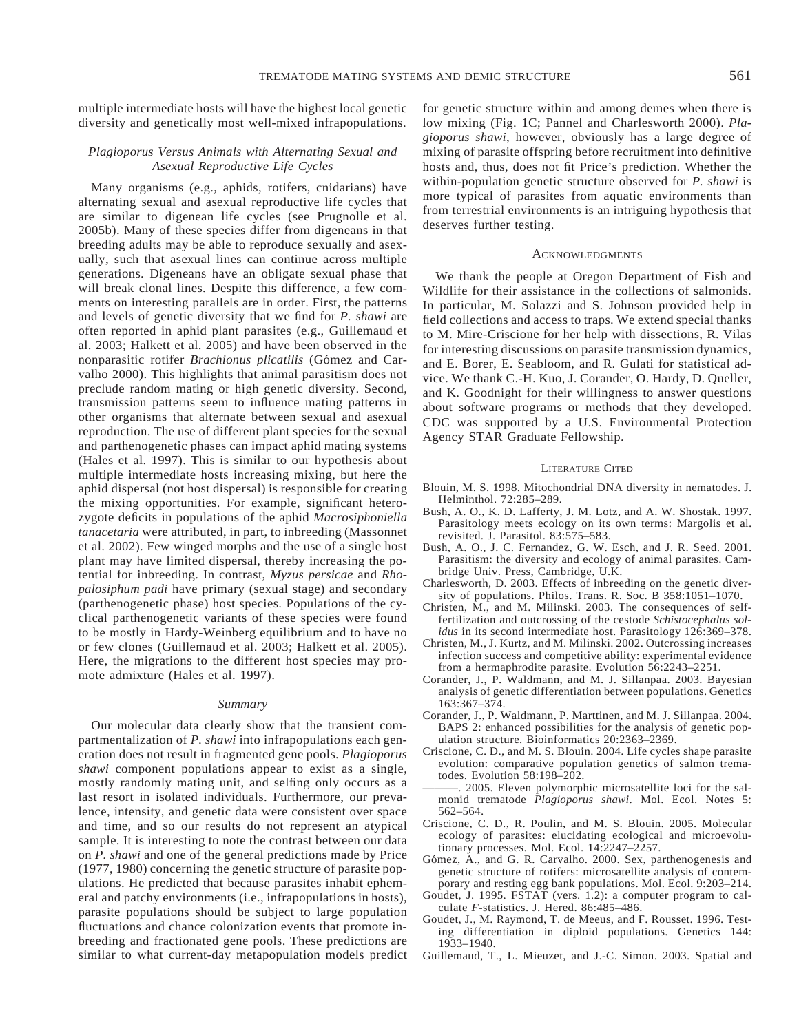multiple intermediate hosts will have the highest local genetic diversity and genetically most well-mixed infrapopulations.

### *Plagioporus Versus Animals with Alternating Sexual and Asexual Reproductive Life Cycles*

Many organisms (e.g., aphids, rotifers, cnidarians) have alternating sexual and asexual reproductive life cycles that are similar to digenean life cycles (see Prugnolle et al. 2005b). Many of these species differ from digeneans in that breeding adults may be able to reproduce sexually and asexually, such that asexual lines can continue across multiple generations. Digeneans have an obligate sexual phase that will break clonal lines. Despite this difference, a few comments on interesting parallels are in order. First, the patterns and levels of genetic diversity that we find for *P. shawi* are often reported in aphid plant parasites (e.g., Guillemaud et al. 2003; Halkett et al. 2005) and have been observed in the nonparasitic rotifer *Brachionus plicatilis* (Gómez and Carvalho 2000). This highlights that animal parasitism does not preclude random mating or high genetic diversity. Second, transmission patterns seem to influence mating patterns in other organisms that alternate between sexual and asexual reproduction. The use of different plant species for the sexual and parthenogenetic phases can impact aphid mating systems (Hales et al. 1997). This is similar to our hypothesis about multiple intermediate hosts increasing mixing, but here the aphid dispersal (not host dispersal) is responsible for creating the mixing opportunities. For example, significant heterozygote deficits in populations of the aphid *Macrosiphoniella tanacetaria* were attributed, in part, to inbreeding (Massonnet et al. 2002). Few winged morphs and the use of a single host plant may have limited dispersal, thereby increasing the potential for inbreeding. In contrast, *Myzus persicae* and *Rhopalosiphum padi* have primary (sexual stage) and secondary (parthenogenetic phase) host species. Populations of the cyclical parthenogenetic variants of these species were found to be mostly in Hardy-Weinberg equilibrium and to have no or few clones (Guillemaud et al. 2003; Halkett et al. 2005). Here, the migrations to the different host species may promote admixture (Hales et al. 1997).

### *Summary*

Our molecular data clearly show that the transient compartmentalization of *P. shawi* into infrapopulations each generation does not result in fragmented gene pools. *Plagioporus shawi* component populations appear to exist as a single, mostly randomly mating unit, and selfing only occurs as a last resort in isolated individuals. Furthermore, our prevalence, intensity, and genetic data were consistent over space and time, and so our results do not represent an atypical sample. It is interesting to note the contrast between our data on *P. shawi* and one of the general predictions made by Price (1977, 1980) concerning the genetic structure of parasite populations. He predicted that because parasites inhabit ephemeral and patchy environments (i.e., infrapopulations in hosts), parasite populations should be subject to large population fluctuations and chance colonization events that promote inbreeding and fractionated gene pools. These predictions are similar to what current-day metapopulation models predict for genetic structure within and among demes when there is low mixing (Fig. 1C; Pannel and Charlesworth 2000). *Plagioporus shawi*, however, obviously has a large degree of mixing of parasite offspring before recruitment into definitive hosts and, thus, does not fit Price's prediction. Whether the within-population genetic structure observed for *P. shawi* is more typical of parasites from aquatic environments than from terrestrial environments is an intriguing hypothesis that deserves further testing.

## Acknowledgments

We thank the people at Oregon Department of Fish and Wildlife for their assistance in the collections of salmonids. In particular, M. Solazzi and S. Johnson provided help in field collections and access to traps. We extend special thanks to M. Mire-Criscione for her help with dissections, R. Vilas for interesting discussions on parasite transmission dynamics, and E. Borer, E. Seabloom, and R. Gulati for statistical advice. We thank C.-H. Kuo, J. Corander, O. Hardy, D. Queller, and K. Goodnight for their willingness to answer questions about software programs or methods that they developed. CDC was supported by a U.S. Environmental Protection Agency STAR Graduate Fellowship.

## Literature Cited

Blouin, M. S. 1998. Mitochondrial DNA diversity in nematodes. J. Helminthol. 72:285–289.

Bush, A. O., K. D. Lafferty, J. M. Lotz, and A. W. Shostak. 1997. Parasitology meets ecology on its own terms: Margolis et al. revisited. J. Parasitol. 83:575–583.

Bush, A. O., J. C. Fernandez, G. W. Esch, and J. R. Seed. 2001. Parasitism: the diversity and ecology of animal parasites. Cambridge Univ. Press, Cambridge, U.K.

Charlesworth, D. 2003. Effects of inbreeding on the genetic diversity of populations. Philos. Trans. R. Soc. B 358:1051–1070.

Christen, M., and M. Milinski. 2003. The consequences of self-fertilization and outcrossing of the cestode *Schistocephalus solidus* in its second intermediate host. Parasitology 126:369–378.

Christen, M., J. Kurtz, and M. Milinski. 2002. Outcrossing increases infection success and competitive ability: experimental evidence from a hermaphrodite parasite. Evolution 56:2243–2251.

Corander, J., P. Waldmann, and M. J. Sillanpaa. 2003. Bayesian analysis of genetic differentiation between populations. Genetics 163:367–374.

Corander, J., P. Waldmann, P. Marttinen, and M. J. Sillanpaa. 2004. BAPS 2: enhanced possibilities for the analysis of genetic population structure. Bioinformatics 20:2363–2369.

Criscione, C. D., and M. S. Blouin. 2004. Life cycles shape parasite evolution: comparative population genetics of salmon trematodes. Evolution 58:198–202.

———. 2005. Eleven polymorphic microsatellite loci for the salmonid trematode *Plagioporus shawi*. Mol. Ecol. Notes 5: 562–564.

Criscione, C. D., R. Poulin, and M. S. Blouin. 2005. Molecular ecology of parasites: elucidating ecological and microevolutionary processes. Mol. Ecol. 14:2247–2257.

Gómez, A., and G. R. Carvalho. 2000. Sex, parthenogenesis and genetic structure of rotifers: microsatellite analysis of contemporary and resting egg bank populations. Mol. Ecol. 9:203–214.

Goudet, J. 1995. FSTAT (vers. 1.2): a computer program to calculate *F*-statistics. J. Hered. 86:485–486.

Goudet, J., M. Raymond, T. de Meeus, and F. Rousset. 1996. Testing differentiation in diploid populations. Genetics 144: 1933–1940.

Guillemaud, T., L. Mieuzet, and J.-C. Simon. 2003. Spatial and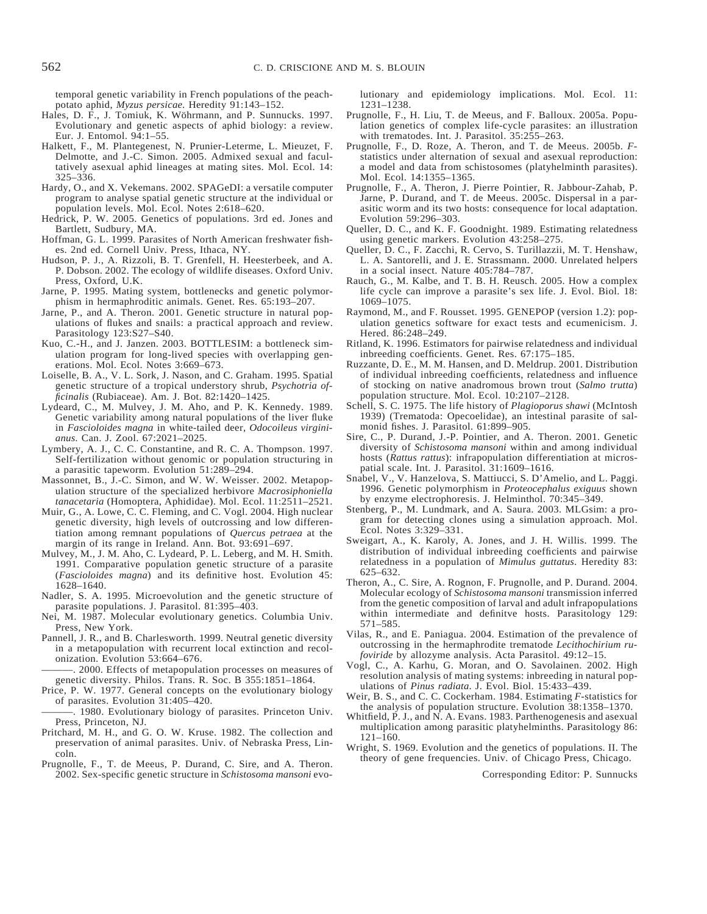temporal genetic variability in French populations of the peach-potato aphid, *Myzus persicae.* Heredity 91:143–152.

Hales, D. F., J. Tomiuk, K. Wöhrmann, and P. Sunnucks. 1997. Evolutionary and genetic aspects of aphid biology: a review. Eur. J. Entomol. 94:1–55.

Halkett, F., M. Plantegenest, N. Prunier-Leterme, L. Mieuzet, F. Delmotte, and J.-C. Simon. 2005. Admixed sexual and facultatively asexual aphid lineages at mating sites. Mol. Ecol. 14: 325–336.

Hardy, O., and X. Vekemans. 2002. SPAGeDI: a versatile computer program to analyse spatial genetic structure at the individual or population levels. Mol. Ecol. Notes 2:618–620.

Hedrick, P. W. 2005. Genetics of populations. 3rd ed. Jones and Bartlett, Sudbury, MA.

Hoffman, G. L. 1999. Parasites of North American freshwater fishes. 2nd ed. Cornell Univ. Press, Ithaca, NY.

Hudson, P. J., A. Rizzoli, B. T. Grenfell, H. Heesterbeek, and A. P. Dobson. 2002. The ecology of wildlife diseases. Oxford Univ. Press, Oxford, U.K.

Jarne, P. 1995. Mating system, bottlenecks and genetic polymorphism in hermaphroditic animals. Genet. Res. 65:193–207.

Jarne, P., and A. Theron. 2001. Genetic structure in natural populations of flukes and snails: a practical approach and review. Parasitology 123:S27–S40.

Kuo, C.-H., and J. Janzen. 2003. BOTTLESIM: a bottleneck simulation program for long-lived species with overlapping generations. Mol. Ecol. Notes 3:669–673.

Loiselle, B. A., V. L. Sork, J. Nason, and C. Graham. 1995. Spatial genetic structure of a tropical understory shrub, *Psychotria officinalis* (Rubiaceae). Am. J. Bot. 82:1420–1425.

Lydeard, C., M. Mulvey, J. M. Aho, and P. K. Kennedy. 1989. Genetic variability among natural populations of the liver fluke in *Fascioloides magna* in white-tailed deer, *Odocoileus virginianus.* Can. J. Zool. 67:2021–2025.

Lymbery, A. J., C. C. Constantine, and R. C. A. Thompson. 1997. Self-fertilization without genomic or population structuring in a parasitic tapeworm. Evolution 51:289–294.

Massonnet, B., J.-C. Simon, and W. W. Weisser. 2002. Metapopulation structure of the specialized herbivore *Macrosiphoniella tanacetaria* (Homoptera, Aphididae). Mol. Ecol. 11:2511–2521.

Muir, G., A. Lowe, C. C. Fleming, and C. Vogl. 2004. High nuclear genetic diversity, high levels of outcrossing and low differentiation among remnant populations of *Quercus petraea* at the margin of its range in Ireland. Ann. Bot. 93:691–697.

Mulvey, M., J. M. Aho, C. Lydeard, P. L. Leberg, and M. H. Smith. 1991. Comparative population genetic structure of a parasite (*Fascioloides magna*) and its definitive host. Evolution 45: 1628–1640.

Nadler, S. A. 1995. Microevolution and the genetic structure of parasite populations. J. Parasitol. 81:395–403.

Nei, M. 1987. Molecular evolutionary genetics. Columbia Univ. Press, New York.

Pannell, J. R., and B. Charlesworth. 1999. Neutral genetic diversity in a metapopulation with recurrent local extinction and recolonization. Evolution 53:664–676.

———. 2000. Effects of metapopulation processes on measures of genetic diversity. Philos. Trans. R. Soc. B 355:1851–1864.

Price, P. W. 1977. General concepts on the evolutionary biology of parasites. Evolution 31:405–420.

———. 1980. Evolutionary biology of parasites. Princeton Univ. Press, Princeton, NJ.

Pritchard, M. H., and G. O. W. Kruse. 1982. The collection and preservation of animal parasites. Univ. of Nebraska Press, Lincoln.

Prugnolle, F., T. de Meeus, P. Durand, C. Sire, and A. Theron. 2002. Sex-specific genetic structure in *Schistosoma mansoni* evolutionary and epidemiology implications. Mol. Ecol. 11: 1231–1238.

Prugnolle, F., H. Liu, T. de Meeus, and F. Balloux. 2005a. Population genetics of complex life-cycle parasites: an illustration with trematodes. Int. J. Parasitol. 35:255–263.

Prugnolle, F., D. Roze, A. Theron, and T. de Meeus. 2005b. *F*-statistics under alternation of sexual and asexual reproduction: a model and data from schistosomes (platyhelminth parasites). Mol. Ecol. 14:1355–1365.

Prugnolle, F., A. Theron, J. Pierre Pointier, R. Jabbour-Zahab, P. Jarne, P. Durand, and T. de Meeus. 2005c. Dispersal in a parasitic worm and its two hosts: consequence for local adaptation. Evolution 59:296–303.

Queller, D. C., and K. F. Goodnight. 1989. Estimating relatedness using genetic markers. Evolution 43:258–275.

Queller, D. C., F. Zacchi, R. Cervo, S. Turillazzii, M. T. Henshaw, L. A. Santorelli, and J. E. Strassmann. 2000. Unrelated helpers in a social insect. Nature 405:784–787.

Rauch, G., M. Kalbe, and T. B. H. Reusch. 2005. How a complex life cycle can improve a parasite's sex life. J. Evol. Biol. 18: 1069–1075.

Raymond, M., and F. Rousset. 1995. GENEPOP (version 1.2): population genetics software for exact tests and ecumenicism. J. Hered. 86:248–249.

Ritland, K. 1996. Estimators for pairwise relatedness and individual inbreeding coefficients. Genet. Res. 67:175–185.

Ruzzante, D. E., M. M. Hansen, and D. Meldrup. 2001. Distribution of individual inbreeding coefficients, relatedness and influence of stocking on native anadromous brown trout (*Salmo trutta*) population structure. Mol. Ecol. 10:2107–2128.

Schell, S. C. 1975. The life history of *Plagioporus shawi* (McIntosh 1939) (Trematoda: Opecoelidae), an intestinal parasite of salmonid fishes. J. Parasitol. 61:899–905.

Sire, C., P. Durand, J.-P. Pointier, and A. Theron. 2001. Genetic diversity of *Schistosoma mansoni* within and among individual hosts (*Rattus rattus*): infrapopulation differentiation at microspatial scale. Int. J. Parasitol. 31:1609–1616.

Snabel, V., V. Hanzelova, S. Mattiucci, S. D'Amelio, and L. Paggi. 1996. Genetic polymorphism in *Proteocephalus exiguus* shown by enzyme electrophoresis. J. Helminthol. 70:345–349.

Stenberg, P., M. Lundmark, and A. Saura. 2003. MLGsim: a program for detecting clones using a simulation approach. Mol. Ecol. Notes 3:329–331.

Sweigart, A., K. Karoly, A. Jones, and J. H. Willis. 1999. The distribution of individual inbreeding coefficients and pairwise relatedness in a population of *Mimulus guttatus.* Heredity 83: 625–632.

Theron, A., C. Sire, A. Rognon, F. Prugnolle, and P. Durand. 2004. Molecular ecology of *Schistosoma mansoni* transmission inferred from the genetic composition of larval and adult infrapopulations within intermediate and definitve hosts. Parasitology 129: 571–585.

Vilas, R., and E. Paniagua. 2004. Estimation of the prevalence of outcrossing in the hermaphrodite trematode *Lecithochirium rufoviride* by allozyme analysis. Acta Parasitol. 49:12–15.

Vogl, C., A. Karhu, G. Moran, and O. Savolainen. 2002. High resolution analysis of mating systems: inbreeding in natural populations of *Pinus radiata.* J. Evol. Biol. 15:433–439.

Weir, B. S., and C. C. Cockerham. 1984. Estimating *F*-statistics for the analysis of population structure. Evolution 38:1358–1370.

Whitfield, P. J., and N. A. Evans. 1983. Parthenogenesis and asexual multiplication among parasitic platyhelminths. Parasitology 86: 121–160.

Wright, S. 1969. Evolution and the genetics of populations. II. The theory of gene frequencies. Univ. of Chicago Press, Chicago.

Corresponding Editor: P. Sunnucks